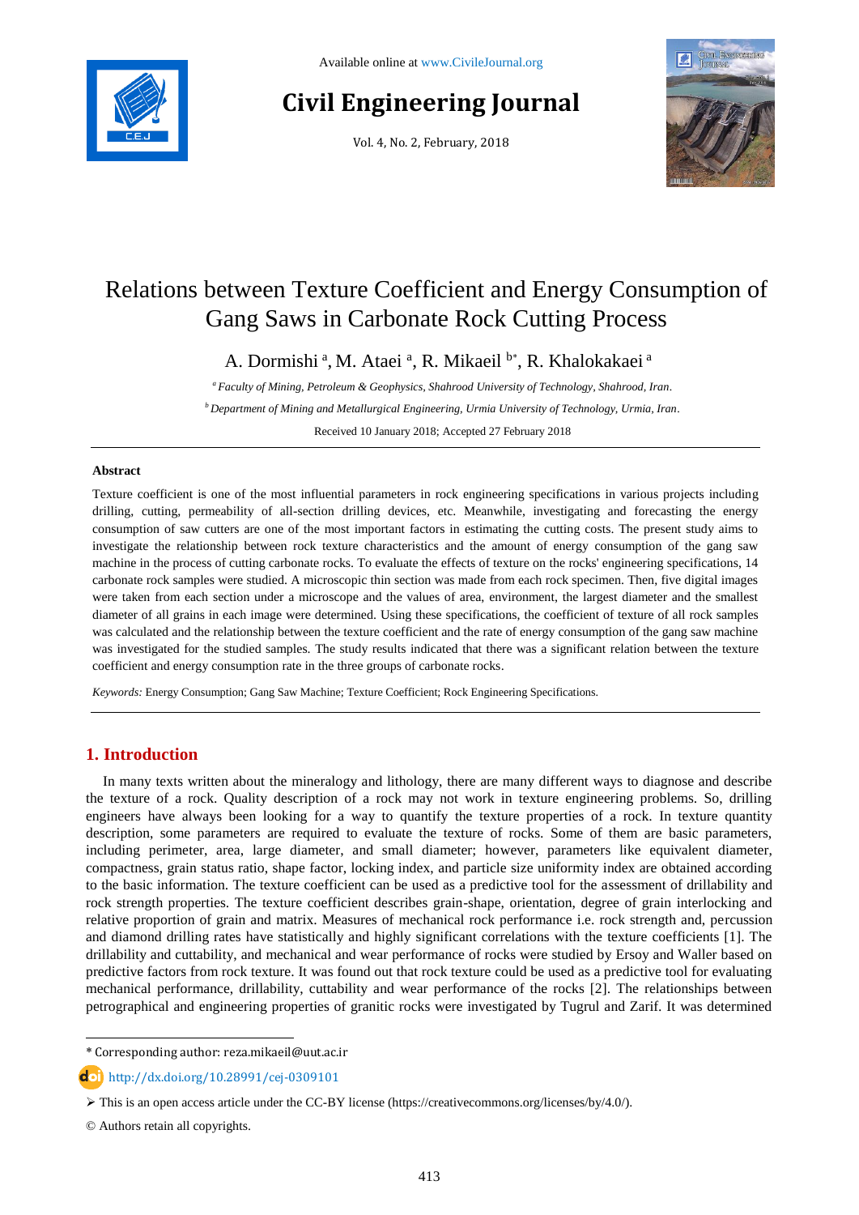Available online at www.CivileJournal.org

# Civil Engineering Journal

Vol. 4, No. 2, February, 2018

# Relations between Texture Coefficient and Energy Consumption of Gang Saws in Carbonate Rock Cutting Process

A. Dormishi [a], M. Ataei [a], R. Mikaeil [b*], R. Khalokakaei [a]

[a] *Faculty of Mining, Petroleum & Geophysics, Shahrood University of Technology, Shahrood, Iran.*

[b] *Department of Mining and Metallurgical Engineering, Urmia University of Technology, Urmia, Iran.*

Received 10 January 2018; Accepted 27 February 2018

## Abstract

Texture coefficient is one of the most influential parameters in rock engineering specifications in various projects including drilling, cutting, permeability of all-section drilling devices, etc. Meanwhile, investigating and forecasting the energy consumption of saw cutters are one of the most important factors in estimating the cutting costs. The present study aims to investigate the relationship between rock texture characteristics and the amount of energy consumption of the gang saw machine in the process of cutting carbonate rocks. To evaluate the effects of texture on the rocks' engineering specifications, 14 carbonate rock samples were studied. A microscopic thin section was made from each rock specimen. Then, five digital images were taken from each section under a microscope and the values of area, environment, the largest diameter and the smallest diameter of all grains in each image were determined. Using these specifications, the coefficient of texture of all rock samples was calculated and the relationship between the texture coefficient and the rate of energy consumption of the gang saw machine was investigated for the studied samples. The study results indicated that there was a significant relation between the texture coefficient and energy consumption rate in the three groups of carbonate rocks.

*Keywords:* Energy Consumption; Gang Saw Machine; Texture Coefficient; Rock Engineering Specifications.

## 1. Introduction

In many texts written about the mineralogy and lithology, there are many different ways to diagnose and describe the texture of a rock. Quality description of a rock may not work in texture engineering problems. So, drilling engineers have always been looking for a way to quantify the texture properties of a rock. In texture quantity description, some parameters are required to evaluate the texture of rocks. Some of them are basic parameters, including perimeter, area, large diameter, and small diameter; however, parameters like equivalent diameter, compactness, grain status ratio, shape factor, locking index, and particle size uniformity index are obtained according to the basic information. The texture coefficient can be used as a predictive tool for the assessment of drillability and rock strength properties. The texture coefficient describes grain-shape, orientation, degree of grain interlocking and relative proportion of grain and matrix. Measures of mechanical rock performance i.e. rock strength and, percussion and diamond drilling rates have statistically and highly significant correlations with the texture coefficients [1]. The drillability and cuttability, and mechanical and wear performance of rocks were studied by Ersoy and Waller based on predictive factors from rock texture. It was found out that rock texture could be used as a predictive tool for evaluating mechanical performance, drillability, cuttability and wear performance of the rocks [2]. The relationships between petrographical and engineering properties of granitic rocks were investigated by Tugrul and Zarif. It was determined

---

\* Corresponding author: reza.mikaeil@uut.ac.ir

http://dx.doi.org/10.28991/cej-0309101

➢ This is an open access article under the CC-BY license (https://creativecommons.org/licenses/by/4.0/).

© Authors retain all copyrights.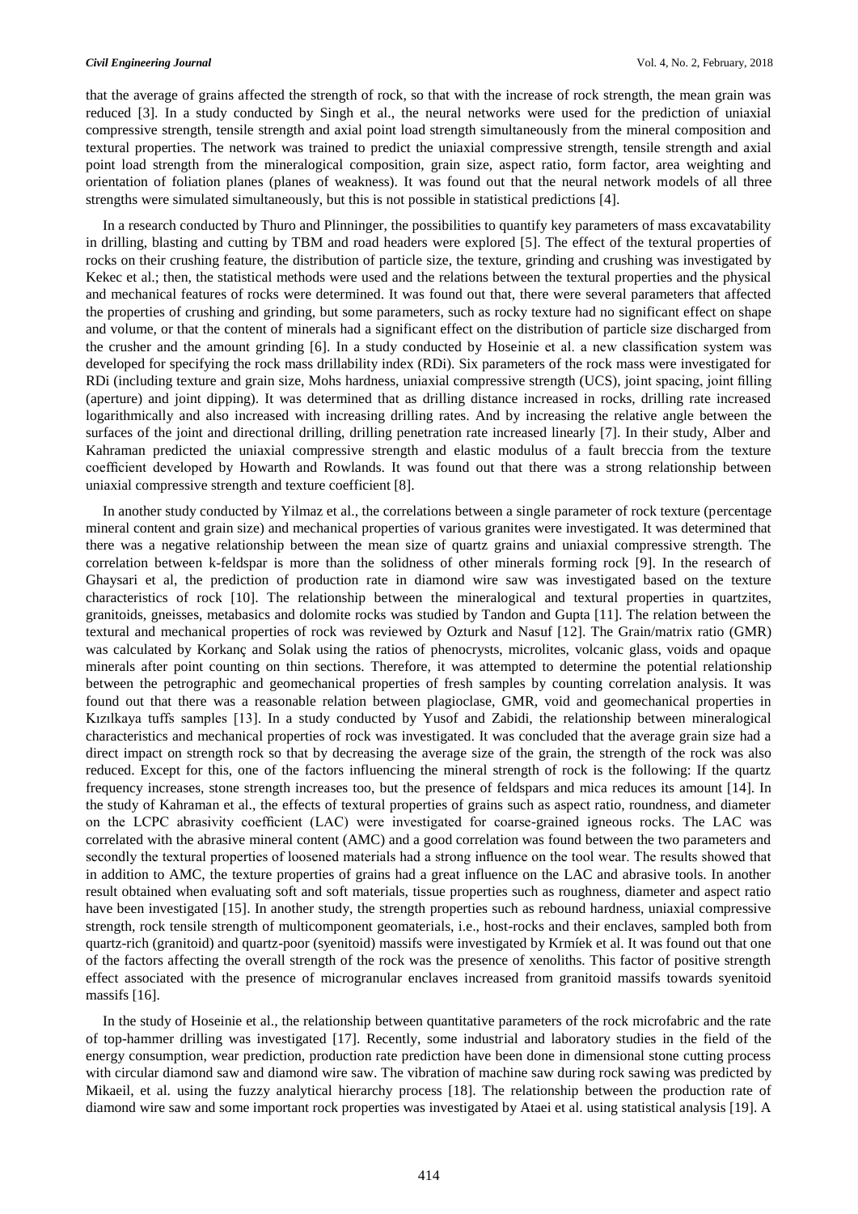that the average of grains affected the strength of rock, so that with the increase of rock strength, the mean grain was reduced [3]. In a study conducted by Singh et al., the neural networks were used for the prediction of uniaxial compressive strength, tensile strength and axial point load strength simultaneously from the mineral composition and textural properties. The network was trained to predict the uniaxial compressive strength, tensile strength and axial point load strength from the mineralogical composition, grain size, aspect ratio, form factor, area weighting and orientation of foliation planes (planes of weakness). It was found out that the neural network models of all three strengths were simulated simultaneously, but this is not possible in statistical predictions [4].

In a research conducted by Thuro and Plinninger, the possibilities to quantify key parameters of mass excavatability in drilling, blasting and cutting by TBM and road headers were explored [5]. The effect of the textural properties of rocks on their crushing feature, the distribution of particle size, the texture, grinding and crushing was investigated by Kekec et al.; then, the statistical methods were used and the relations between the textural properties and the physical and mechanical features of rocks were determined. It was found out that, there were several parameters that affected the properties of crushing and grinding, but some parameters, such as rocky texture had no significant effect on shape and volume, or that the content of minerals had a significant effect on the distribution of particle size discharged from the crusher and the amount grinding [6]. In a study conducted by Hoseinie et al. a new classification system was developed for specifying the rock mass drillability index (RDi). Six parameters of the rock mass were investigated for RDi (including texture and grain size, Mohs hardness, uniaxial compressive strength (UCS), joint spacing, joint filling (aperture) and joint dipping). It was determined that as drilling distance increased in rocks, drilling rate increased logarithmically and also increased with increasing drilling rates. And by increasing the relative angle between the surfaces of the joint and directional drilling, drilling penetration rate increased linearly [7]. In their study, Alber and Kahraman predicted the uniaxial compressive strength and elastic modulus of a fault breccia from the texture coefficient developed by Howarth and Rowlands. It was found out that there was a strong relationship between uniaxial compressive strength and texture coefficient [8].

In another study conducted by Yilmaz et al., the correlations between a single parameter of rock texture (percentage mineral content and grain size) and mechanical properties of various granites were investigated. It was determined that there was a negative relationship between the mean size of quartz grains and uniaxial compressive strength. The correlation between k-feldspar is more than the solidness of other minerals forming rock [9]. In the research of Ghaysari et al, the prediction of production rate in diamond wire saw was investigated based on the texture characteristics of rock [10]. The relationship between the mineralogical and textural properties in quartzites, granitoids, gneisses, metabasics and dolomite rocks was studied by Tandon and Gupta [11]. The relation between the textural and mechanical properties of rock was reviewed by Ozturk and Nasuf [12]. The Grain/matrix ratio (GMR) was calculated by Korkanç and Solak using the ratios of phenocrysts, microlites, volcanic glass, voids and opaque minerals after point counting on thin sections. Therefore, it was attempted to determine the potential relationship between the petrographic and geomechanical properties of fresh samples by counting correlation analysis. It was found out that there was a reasonable relation between plagioclase, GMR, void and geomechanical properties in Kızılkaya tuffs samples [13]. In a study conducted by Yusof and Zabidi, the relationship between mineralogical characteristics and mechanical properties of rock was investigated. It was concluded that the average grain size had a direct impact on strength rock so that by decreasing the average size of the grain, the strength of the rock was also reduced. Except for this, one of the factors influencing the mineral strength of rock is the following: If the quartz frequency increases, stone strength increases too, but the presence of feldspars and mica reduces its amount [14]. In the study of Kahraman et al., the effects of textural properties of grains such as aspect ratio, roundness, and diameter on the LCPC abrasivity coefficient (LAC) were investigated for coarse-grained igneous rocks. The LAC was correlated with the abrasive mineral content (AMC) and a good correlation was found between the two parameters and secondly the textural properties of loosened materials had a strong influence on the tool wear. The results showed that in addition to AMC, the texture properties of grains had a great influence on the LAC and abrasive tools. In another result obtained when evaluating soft and soft materials, tissue properties such as roughness, diameter and aspect ratio have been investigated [15]. In another study, the strength properties such as rebound hardness, uniaxial compressive strength, rock tensile strength of multicomponent geomaterials, i.e., host-rocks and their enclaves, sampled both from quartz-rich (granitoid) and quartz-poor (syenitoid) massifs were investigated by Krmíek et al. It was found out that one of the factors affecting the overall strength of the rock was the presence of xenoliths. This factor of positive strength effect associated with the presence of microgranular enclaves increased from granitoid massifs towards syenitoid massifs [16].

In the study of Hoseinie et al., the relationship between quantitative parameters of the rock microfabric and the rate of top-hammer drilling was investigated [17]. Recently, some industrial and laboratory studies in the field of the energy consumption, wear prediction, production rate prediction have been done in dimensional stone cutting process with circular diamond saw and diamond wire saw. The vibration of machine saw during rock sawing was predicted by Mikaeil, et al. using the fuzzy analytical hierarchy process [18]. The relationship between the production rate of diamond wire saw and some important rock properties was investigated by Ataei et al. using statistical analysis [19]. A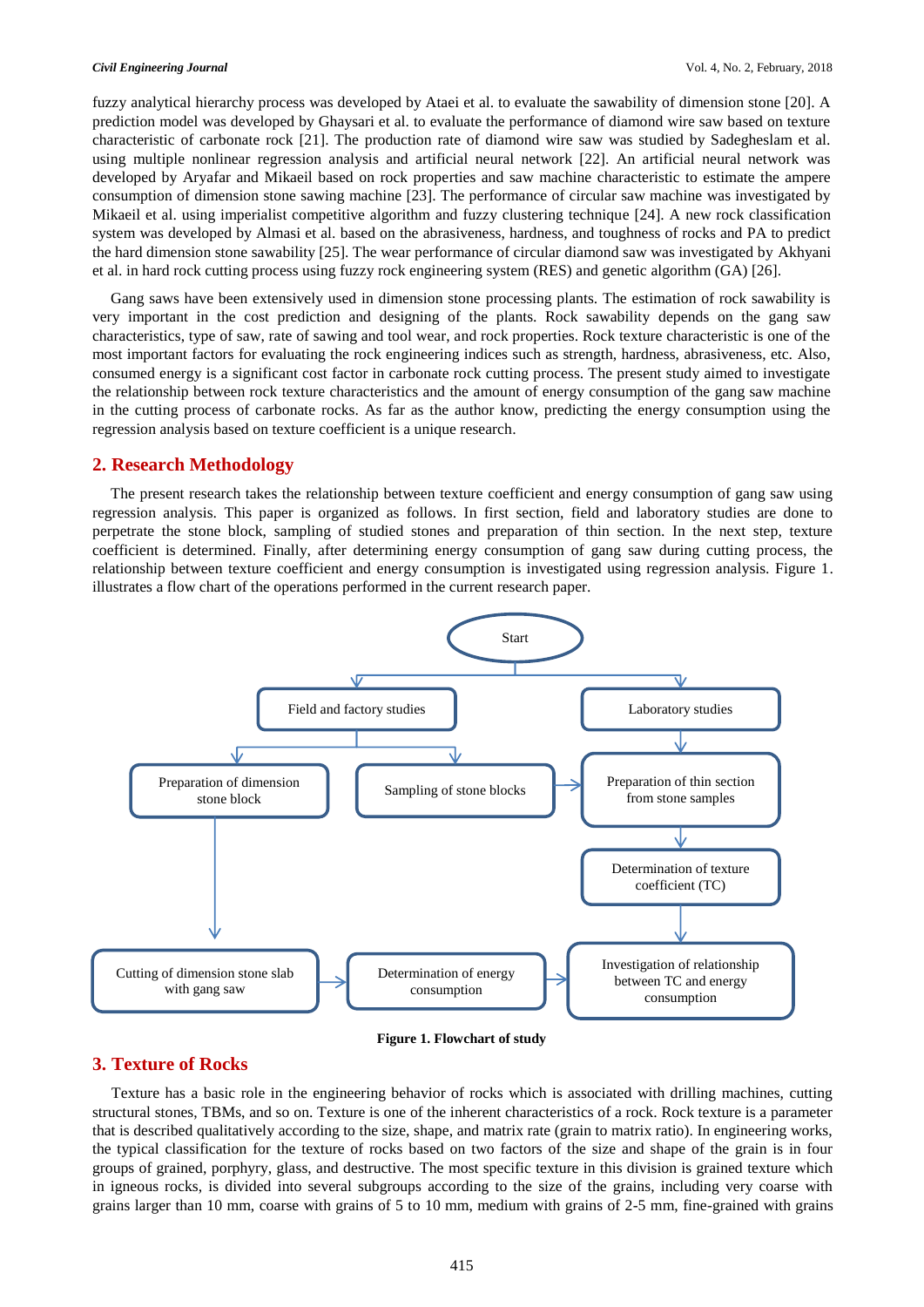fuzzy analytical hierarchy process was developed by Ataei et al. to evaluate the sawability of dimension stone [20]. A prediction model was developed by Ghaysari et al. to evaluate the performance of diamond wire saw based on texture characteristic of carbonate rock [21]. The production rate of diamond wire saw was studied by Sadegheslam et al. using multiple nonlinear regression analysis and artificial neural network [22]. An artificial neural network was developed by Aryafar and Mikaeil based on rock properties and saw machine characteristic to estimate the ampere consumption of dimension stone sawing machine [23]. The performance of circular saw machine was investigated by Mikaeil et al. using imperialist competitive algorithm and fuzzy clustering technique [24]. A new rock classification system was developed by Almasi et al. based on the abrasiveness, hardness, and toughness of rocks and PA to predict the hard dimension stone sawability [25]. The wear performance of circular diamond saw was investigated by Akhyani et al. in hard rock cutting process using fuzzy rock engineering system (RES) and genetic algorithm (GA) [26].

Gang saws have been extensively used in dimension stone processing plants. The estimation of rock sawability is very important in the cost prediction and designing of the plants. Rock sawability depends on the gang saw characteristics, type of saw, rate of sawing and tool wear, and rock properties. Rock texture characteristic is one of the most important factors for evaluating the rock engineering indices such as strength, hardness, abrasiveness, etc. Also, consumed energy is a significant cost factor in carbonate rock cutting process. The present study aimed to investigate the relationship between rock texture characteristics and the amount of energy consumption of the gang saw machine in the cutting process of carbonate rocks. As far as the author know, predicting the energy consumption using the regression analysis based on texture coefficient is a unique research.

## 2. Research Methodology

The present research takes the relationship between texture coefficient and energy consumption of gang saw using regression analysis. This paper is organized as follows. In first section, field and laboratory studies are done to perpetrate the stone block, sampling of studied stones and preparation of thin section. In the next step, texture coefficient is determined. Finally, after determining energy consumption of gang saw during cutting process, the relationship between texture coefficient and energy consumption is investigated using regression analysis. Figure 1. illustrates a flow chart of the operations performed in the current research paper.

Start → Field and factory studies; Laboratory studies

Field and factory studies → Preparation of dimension stone block; Sampling of stone blocks

Sampling of stone blocks → Preparation of thin section from stone samples

Laboratory studies → Preparation of thin section from stone samples → Determination of texture coefficient (TC) → Investigation of relationship between TC and energy consumption

Preparation of dimension stone block → Cutting of dimension stone slab with gang saw → Determination of energy consumption → Investigation of relationship between TC and energy consumption

**Figure 1. Flowchart of study**

## 3. Texture of Rocks

Texture has a basic role in the engineering behavior of rocks which is associated with drilling machines, cutting structural stones, TBMs, and so on. Texture is one of the inherent characteristics of a rock. Rock texture is a parameter that is described qualitatively according to the size, shape, and matrix rate (grain to matrix ratio). In engineering works, the typical classification for the texture of rocks based on two factors of the size and shape of the grain is in four groups of grained, porphyry, glass, and destructive. The most specific texture in this division is grained texture which in igneous rocks, is divided into several subgroups according to the size of the grains, including very coarse with grains larger than 10 mm, coarse with grains of 5 to 10 mm, medium with grains of 2-5 mm, fine-grained with grains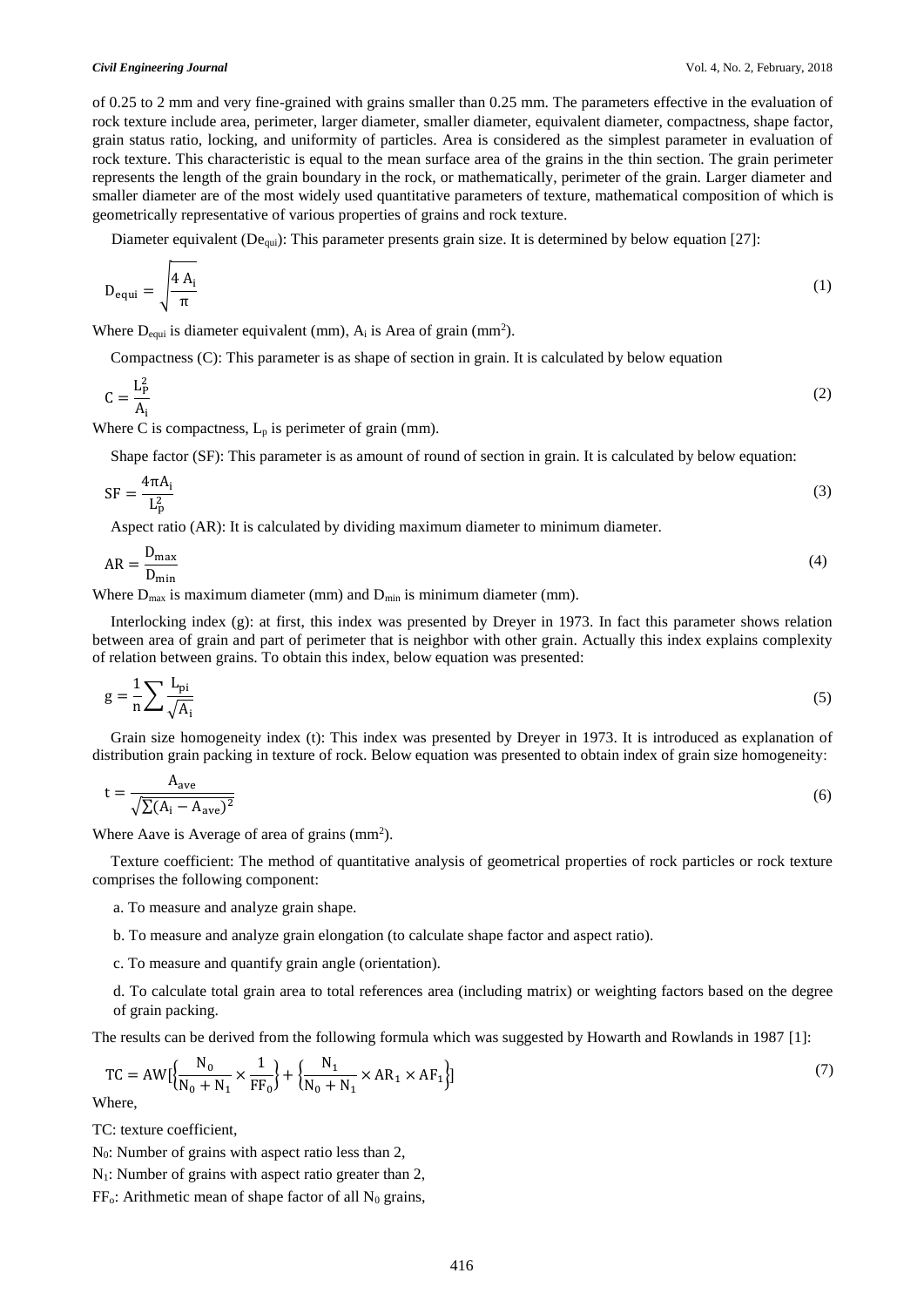of 0.25 to 2 mm and very fine-grained with grains smaller than 0.25 mm. The parameters effective in the evaluation of rock texture include area, perimeter, larger diameter, smaller diameter, equivalent diameter, compactness, shape factor, grain status ratio, locking, and uniformity of particles. Area is considered as the simplest parameter in evaluation of rock texture. This characteristic is equal to the mean surface area of the grains in the thin section. The grain perimeter represents the length of the grain boundary in the rock, or mathematically, perimeter of the grain. Larger diameter and smaller diameter are of the most widely used quantitative parameters of texture, mathematical composition of which is geometrically representative of various properties of grains and rock texture.

Diameter equivalent ($De_{qui}$): This parameter presents grain size. It is determined by below equation [27]:

$$D_{equi} = \sqrt{\frac{4\,A_i}{\pi}} \tag{1}$$

Where $D_{equi}$ is diameter equivalent (mm), $A_i$ is Area of grain (mm$^2$).

Compactness (C): This parameter is as shape of section in grain. It is calculated by below equation

$$C = \frac{L_P^2}{A_i} \tag{2}$$

Where C is compactness, $L_p$ is perimeter of grain (mm).

Shape factor (SF): This parameter is as amount of round of section in grain. It is calculated by below equation:

$$SF = \frac{4\pi A_i}{L_p^2} \tag{3}$$

Aspect ratio (AR): It is calculated by dividing maximum diameter to minimum diameter.

$$AR = \frac{D_{max}}{D_{min}} \tag{4}$$

Where $D_{max}$ is maximum diameter (mm) and $D_{min}$ is minimum diameter (mm).

Interlocking index (g): at first, this index was presented by Dreyer in 1973. In fact this parameter shows relation between area of grain and part of perimeter that is neighbor with other grain. Actually this index explains complexity of relation between grains. To obtain this index, below equation was presented:

$$g = \frac{1}{n}\sum \frac{L_{pi}}{\sqrt{A_i}} \tag{5}$$

Grain size homogeneity index (t): This index was presented by Dreyer in 1973. It is introduced as explanation of distribution grain packing in texture of rock. Below equation was presented to obtain index of grain size homogeneity:

$$t = \frac{A_{ave}}{\sqrt{\sum (A_i - A_{ave})^2}} \tag{6}$$

Where Aave is Average of area of grains (mm$^2$).

Texture coefficient: The method of quantitative analysis of geometrical properties of rock particles or rock texture comprises the following component:

a. To measure and analyze grain shape.

b. To measure and analyze grain elongation (to calculate shape factor and aspect ratio).

c. To measure and quantify grain angle (orientation).

d. To calculate total grain area to total references area (including matrix) or weighting factors based on the degree of grain packing.

The results can be derived from the following formula which was suggested by Howarth and Rowlands in 1987 [1]:

$$TC = AW\left[\left\{\frac{N_0}{N_0 + N_1} \times \frac{1}{FF_0}\right\} + \left\{\frac{N_1}{N_0 + N_1} \times AR_1 \times AF_1\right\}\right] \tag{7}$$

Where,

TC: texture coefficient,

$N_0$: Number of grains with aspect ratio less than 2,

$N_1$: Number of grains with aspect ratio greater than 2,

$FF_o$: Arithmetic mean of shape factor of all $N_0$ grains,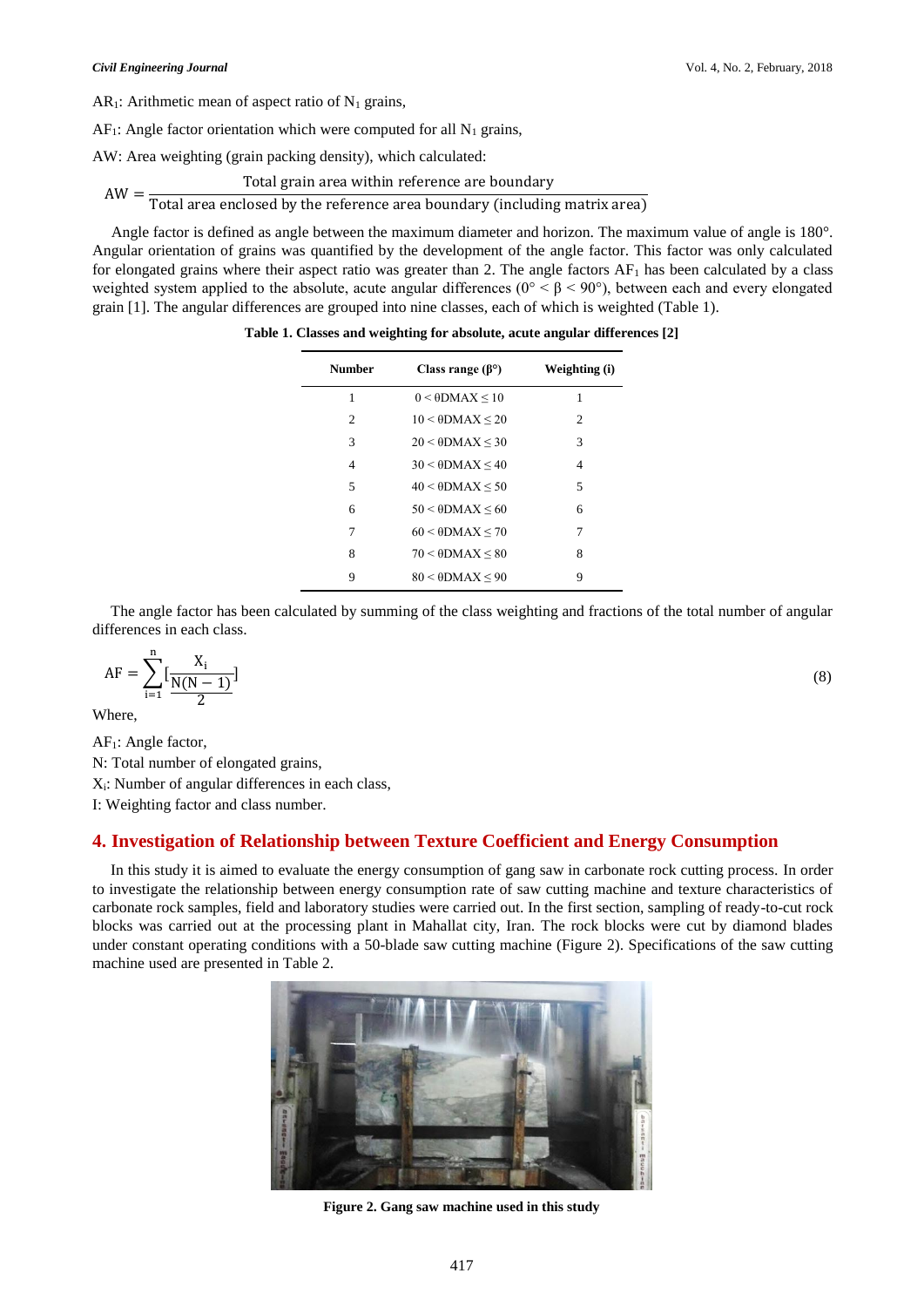$AR_1$: Arithmetic mean of aspect ratio of $N_1$ grains,

$AF_1$: Angle factor orientation which were computed for all $N_1$ grains,

AW: Area weighting (grain packing density), which calculated:

$$AW = \frac{\text{Total grain area within reference are boundary}}{\text{Total area enclosed by the reference area boundary (including matrix area)}}$$

Angle factor is defined as angle between the maximum diameter and horizon. The maximum value of angle is 180°. Angular orientation of grains was quantified by the development of the angle factor. This factor was only calculated for elongated grains where their aspect ratio was greater than 2. The angle factors $AF_1$ has been calculated by a class weighted system applied to the absolute, acute angular differences ($0° < \beta < 90°$), between each and every elongated grain [1]. The angular differences are grouped into nine classes, each of which is weighted (Table 1).

**Table 1. Classes and weighting for absolute, acute angular differences [2]**

| Number | Class range (β°) | Weighting (i) |
|---|---|---|
| 1 | 0 < θDMAX ≤ 10 | 1 |
| 2 | 10 < θDMAX ≤ 20 | 2 |
| 3 | 20 < θDMAX ≤ 30 | 3 |
| 4 | 30 < θDMAX ≤ 40 | 4 |
| 5 | 40 < θDMAX ≤ 50 | 5 |
| 6 | 50 < θDMAX ≤ 60 | 6 |
| 7 | 60 < θDMAX ≤ 70 | 7 |
| 8 | 70 < θDMAX ≤ 80 | 8 |
| 9 | 80 < θDMAX ≤ 90 | 9 |

The angle factor has been calculated by summing of the class weighting and fractions of the total number of angular differences in each class.

$$AF = \sum_{i=1}^{n} \left[\frac{X_i}{\frac{N(N-1)}{2}}\right] \tag{8}$$

Where,

$AF_1$: Angle factor,

N: Total number of elongated grains,

$X_i$: Number of angular differences in each class,

I: Weighting factor and class number.

## 4. Investigation of Relationship between Texture Coefficient and Energy Consumption

In this study it is aimed to evaluate the energy consumption of gang saw in carbonate rock cutting process. In order to investigate the relationship between energy consumption rate of saw cutting machine and texture characteristics of carbonate rock samples, field and laboratory studies were carried out. In the first section, sampling of ready-to-cut rock blocks was carried out at the processing plant in Mahallat city, Iran. The rock blocks were cut by diamond blades under constant operating conditions with a 50-blade saw cutting machine (Figure 2). Specifications of the saw cutting machine used are presented in Table 2.

**Figure 2. Gang saw machine used in this study**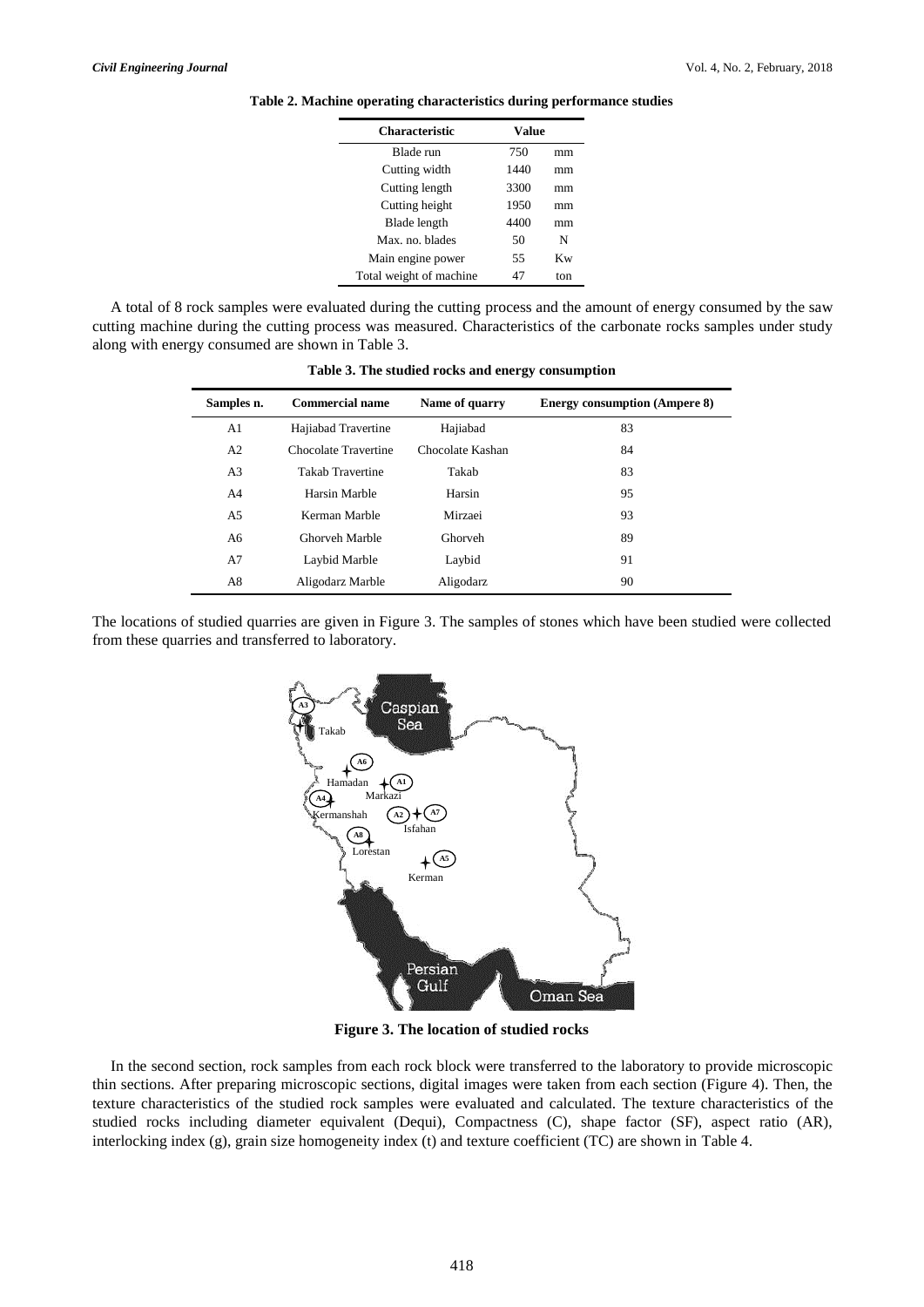**Table 2. Machine operating characteristics during performance studies**

| Characteristic | Value | |
|---|---|---|
| Blade run | 750 | mm |
| Cutting width | 1440 | mm |
| Cutting length | 3300 | mm |
| Cutting height | 1950 | mm |
| Blade length | 4400 | mm |
| Max. no. blades | 50 | N |
| Main engine power | 55 | Kw |
| Total weight of machine | 47 | ton |

A total of 8 rock samples were evaluated during the cutting process and the amount of energy consumed by the saw cutting machine during the cutting process was measured. Characteristics of the carbonate rocks samples under study along with energy consumed are shown in Table 3.

**Table 3. The studied rocks and energy consumption**

| Samples n. | Commercial name | Name of quarry | Energy consumption (Ampere 8) |
|---|---|---|---|
| A1 | Hajiabad Travertine | Hajiabad | 83 |
| A2 | Chocolate Travertine | Chocolate Kashan | 84 |
| A3 | Takab Travertine | Takab | 83 |
| A4 | Harsin Marble | Harsin | 95 |
| A5 | Kerman Marble | Mirzaei | 93 |
| A6 | Ghorveh Marble | Ghorveh | 89 |
| A7 | Laybid Marble | Laybid | 91 |
| A8 | Aligodarz Marble | Aligodarz | 90 |

The locations of studied quarries are given in Figure 3. The samples of stones which have been studied were collected from these quarries and transferred to laboratory.

**Figure 3. The location of studied rocks**

In the second section, rock samples from each rock block were transferred to the laboratory to provide microscopic thin sections. After preparing microscopic sections, digital images were taken from each section (Figure 4). Then, the texture characteristics of the studied rock samples were evaluated and calculated. The texture characteristics of the studied rocks including diameter equivalent (Dequi), Compactness (C), shape factor (SF), aspect ratio (AR), interlocking index (g), grain size homogeneity index (t) and texture coefficient (TC) are shown in Table 4.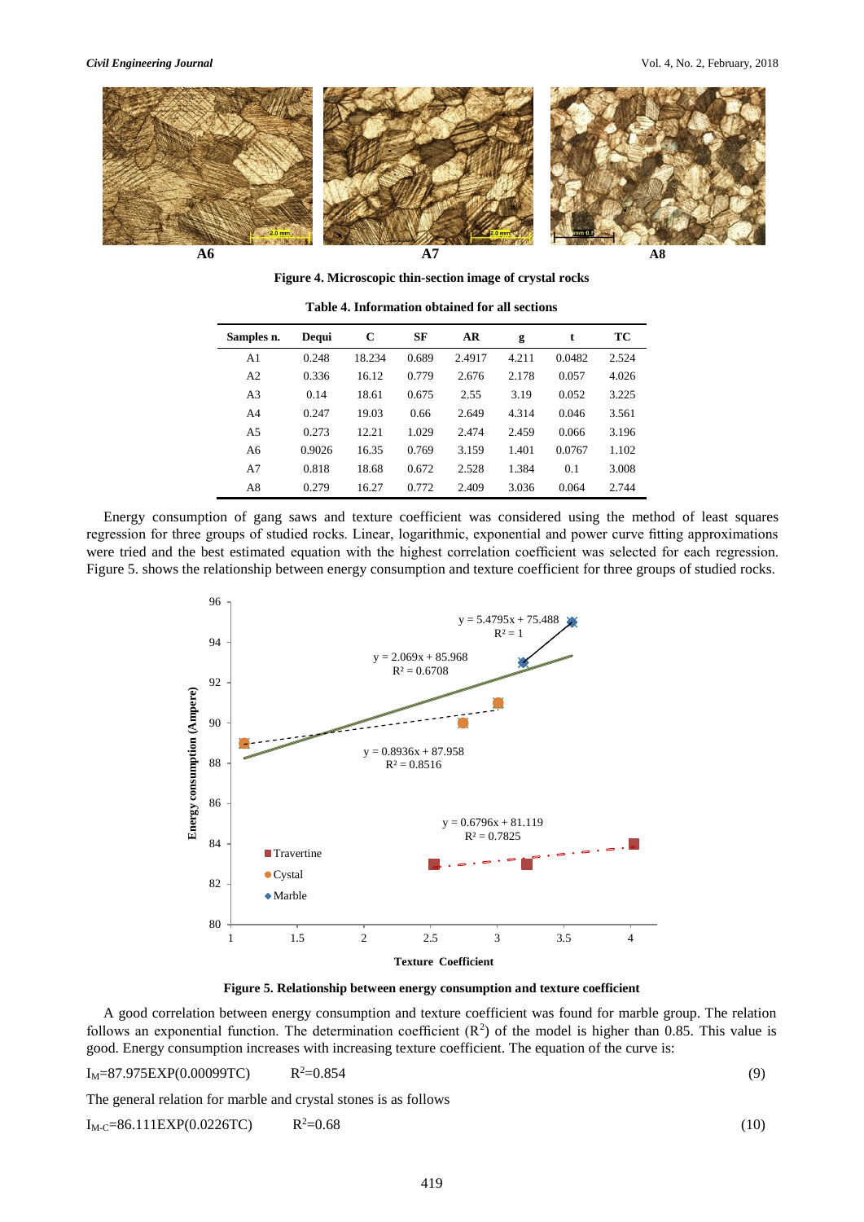A6 A7 A8

**Figure 4. Microscopic thin-section image of crystal rocks**

**Table 4. Information obtained for all sections**

| Samples n. | Dequi | C | SF | AR | g | t | TC |
|---|---|---|---|---|---|---|---|
| A1 | 0.248 | 18.234 | 0.689 | 2.4917 | 4.211 | 0.0482 | 2.524 |
| A2 | 0.336 | 16.12 | 0.779 | 2.676 | 2.178 | 0.057 | 4.026 |
| A3 | 0.14 | 18.61 | 0.675 | 2.55 | 3.19 | 0.052 | 3.225 |
| A4 | 0.247 | 19.03 | 0.66 | 2.649 | 4.314 | 0.046 | 3.561 |
| A5 | 0.273 | 12.21 | 1.029 | 2.474 | 2.459 | 0.066 | 3.196 |
| A6 | 0.9026 | 16.35 | 0.769 | 3.159 | 1.401 | 0.0767 | 1.102 |
| A7 | 0.818 | 18.68 | 0.672 | 2.528 | 1.384 | 0.1 | 3.008 |
| A8 | 0.279 | 16.27 | 0.772 | 2.409 | 3.036 | 0.064 | 2.744 |

Energy consumption of gang saws and texture coefficient was considered using the method of least squares regression for three groups of studied rocks. Linear, logarithmic, exponential and power curve fitting approximations were tried and the best estimated equation with the highest correlation coefficient was selected for each regression. Figure 5. shows the relationship between energy consumption and texture coefficient for three groups of studied rocks.

**Figure 5. Relationship between energy consumption and texture coefficient**

A good correlation between energy consumption and texture coefficient was found for marble group. The relation follows an exponential function. The determination coefficient ($R^2$) of the model is higher than 0.85. This value is good. Energy consumption increases with increasing texture coefficient. The equation of the curve is:

$$I_M = 87.975 EXP(0.00099TC) \qquad R^2 = 0.854 \tag{9}$$

The general relation for marble and crystal stones is as follows

$$I_{M\text{-}C} = 86.111 EXP(0.0226TC) \qquad R^2 = 0.68 \tag{10}$$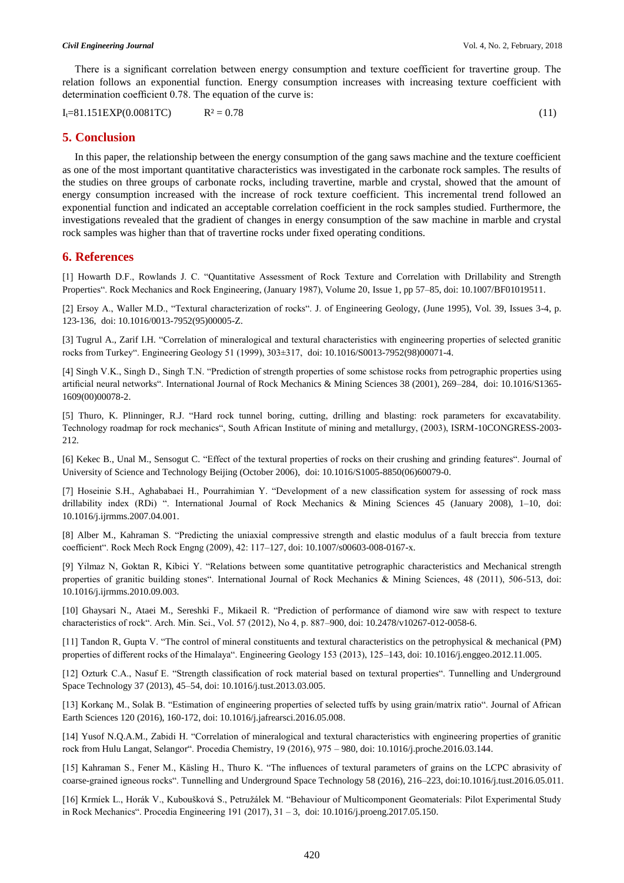There is a significant correlation between energy consumption and texture coefficient for travertine group. The relation follows an exponential function. Energy consumption increases with increasing texture coefficient with determination coefficient 0.78. The equation of the curve is:

$$I_t = 81.151EXP(0.0081TC) \qquad R^2 = 0.78 \tag{11}$$

## 5. Conclusion

In this paper, the relationship between the energy consumption of the gang saws machine and the texture coefficient as one of the most important quantitative characteristics was investigated in the carbonate rock samples. The results of the studies on three groups of carbonate rocks, including travertine, marble and crystal, showed that the amount of energy consumption increased with the increase of rock texture coefficient. This incremental trend followed an exponential function and indicated an acceptable correlation coefficient in the rock samples studied. Furthermore, the investigations revealed that the gradient of changes in energy consumption of the saw machine in marble and crystal rock samples was higher than that of travertine rocks under fixed operating conditions.

## 6. References

[1] Howarth D.F., Rowlands J. C. "Quantitative Assessment of Rock Texture and Correlation with Drillability and Strength Properties". Rock Mechanics and Rock Engineering, (January 1987), Volume 20, Issue 1, pp 57–85, doi: 10.1007/BF01019511.

[2] Ersoy A., Waller M.D., "Textural characterization of rocks". J. of Engineering Geology, (June 1995), Vol. 39, Issues 3-4, p. 123-136, doi: 10.1016/0013-7952(95)00005-Z.

[3] Tugrul A., Zarif I.H. "Correlation of mineralogical and textural characteristics with engineering properties of selected granitic rocks from Turkey". Engineering Geology 51 (1999), 303±317, doi: 10.1016/S0013-7952(98)00071-4.

[4] Singh V.K., Singh D., Singh T.N. "Prediction of strength properties of some schistose rocks from petrographic properties using artificial neural networks". International Journal of Rock Mechanics & Mining Sciences 38 (2001), 269–284, doi: 10.1016/S1365-1609(00)00078-2.

[5] Thuro, K. Plinninger, R.J. "Hard rock tunnel boring, cutting, drilling and blasting: rock parameters for excavatability. Technology roadmap for rock mechanics", South African Institute of mining and metallurgy, (2003), ISRM-10CONGRESS-2003-212.

[6] Kekec B., Unal M., Sensogut C. "Effect of the textural properties of rocks on their crushing and grinding features". Journal of University of Science and Technology Beijing (October 2006), doi: 10.1016/S1005-8850(06)60079-0.

[7] Hoseinie S.H., Aghababaei H., Pourrahimian Y. "Development of a new classification system for assessing of rock mass drillability index (RDi) ". International Journal of Rock Mechanics & Mining Sciences 45 (January 2008), 1–10, doi: 10.1016/j.ijrmms.2007.04.001.

[8] Alber M., Kahraman S. "Predicting the uniaxial compressive strength and elastic modulus of a fault breccia from texture coefficient". Rock Mech Rock Engng (2009), 42: 117–127, doi: 10.1007/s00603-008-0167-x.

[9] Yilmaz N, Goktan R, Kibici Y. "Relations between some quantitative petrographic characteristics and Mechanical strength properties of granitic building stones". International Journal of Rock Mechanics & Mining Sciences, 48 (2011), 506-513, doi: 10.1016/j.ijrmms.2010.09.003.

[10] Ghaysari N., Ataei M., Sereshki F., Mikaeil R. "Prediction of performance of diamond wire saw with respect to texture characteristics of rock". Arch. Min. Sci., Vol. 57 (2012), No 4, p. 887–900, doi: 10.2478/v10267-012-0058-6.

[11] Tandon R, Gupta V. "The control of mineral constituents and textural characteristics on the petrophysical & mechanical (PM) properties of different rocks of the Himalaya". Engineering Geology 153 (2013), 125–143, doi: 10.1016/j.enggeo.2012.11.005.

[12] Ozturk C.A., Nasuf E. "Strength classification of rock material based on textural properties". Tunnelling and Underground Space Technology 37 (2013), 45–54, doi: 10.1016/j.tust.2013.03.005.

[13] Korkanç M., Solak B. "Estimation of engineering properties of selected tuffs by using grain/matrix ratio". Journal of African Earth Sciences 120 (2016), 160-172, doi: 10.1016/j.jafrearsci.2016.05.008.

[14] Yusof N.Q.A.M., Zabidi H. "Correlation of mineralogical and textural characteristics with engineering properties of granitic rock from Hulu Langat, Selangor". Procedia Chemistry, 19 (2016), 975 – 980, doi: 10.1016/j.proche.2016.03.144.

[15] Kahraman S., Fener M., Käsling H., Thuro K. "The influences of textural parameters of grains on the LCPC abrasivity of coarse-grained igneous rocks". Tunnelling and Underground Space Technology 58 (2016), 216–223, doi:10.1016/j.tust.2016.05.011.

[16] Krmíek L., Horák V., Euboušková S., Petružálek M. "Behaviour of Multicomponent Geomaterials: Pilot Experimental Study in Rock Mechanics". Procedia Engineering 191 (2017), 31 – 3, doi: 10.1016/j.proeng.2017.05.150.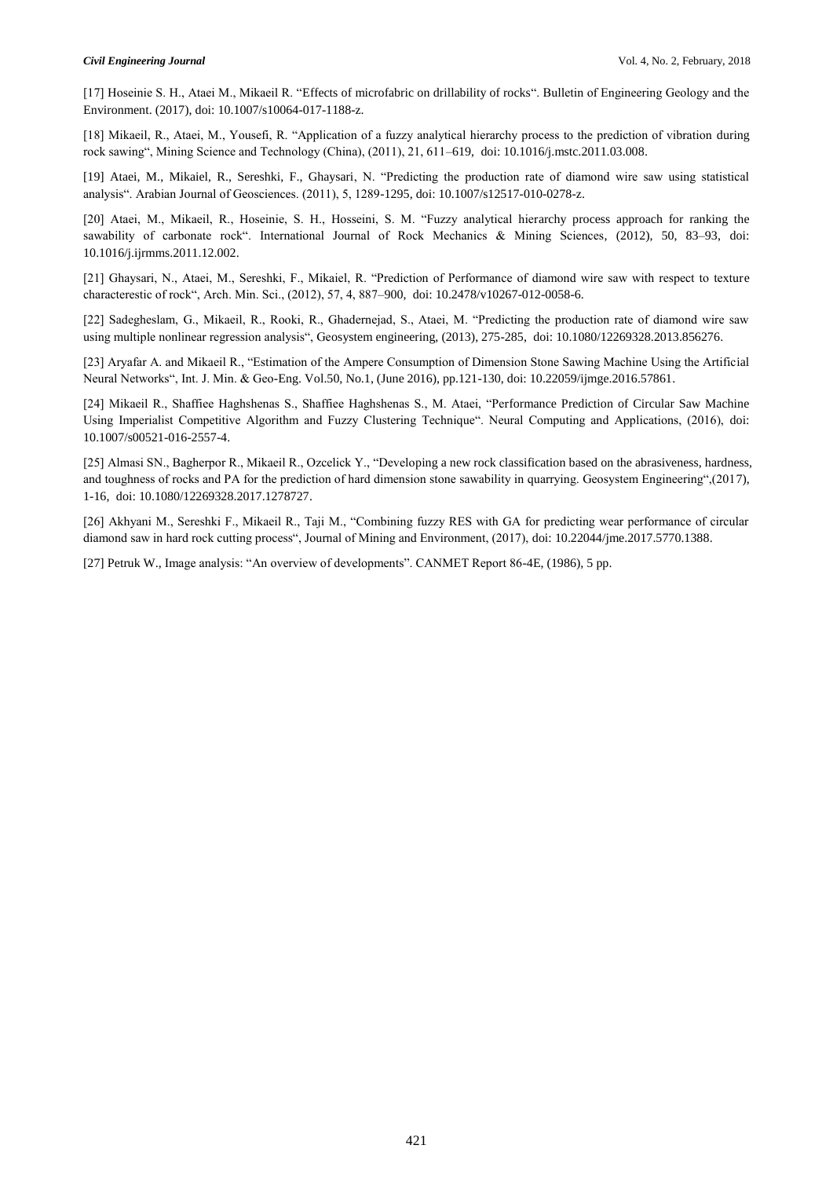[17] Hoseinie S. H., Ataei M., Mikaeil R. "Effects of microfabric on drillability of rocks". Bulletin of Engineering Geology and the Environment. (2017), doi: 10.1007/s10064-017-1188-z.

[18] Mikaeil, R., Ataei, M., Yousefi, R. "Application of a fuzzy analytical hierarchy process to the prediction of vibration during rock sawing", Mining Science and Technology (China), (2011), 21, 611–619, doi: 10.1016/j.mstc.2011.03.008.

[19] Ataei, M., Mikaiel, R., Sereshki, F., Ghaysari, N. "Predicting the production rate of diamond wire saw using statistical analysis". Arabian Journal of Geosciences. (2011), 5, 1289-1295, doi: 10.1007/s12517-010-0278-z.

[20] Ataei, M., Mikaeil, R., Hoseinie, S. H., Hosseini, S. M. "Fuzzy analytical hierarchy process approach for ranking the sawability of carbonate rock". International Journal of Rock Mechanics & Mining Sciences, (2012), 50, 83–93, doi: 10.1016/j.ijrmms.2011.12.002.

[21] Ghaysari, N., Ataei, M., Sereshki, F., Mikaiel, R. "Prediction of Performance of diamond wire saw with respect to texture characterestic of rock", Arch. Min. Sci., (2012), 57, 4, 887–900, doi: 10.2478/v10267-012-0058-6.

[22] Sadegheslam, G., Mikaeil, R., Rooki, R., Ghadernejad, S., Ataei, M. "Predicting the production rate of diamond wire saw using multiple nonlinear regression analysis", Geosystem engineering, (2013), 275-285, doi: 10.1080/12269328.2013.856276.

[23] Aryafar A. and Mikaeil R., "Estimation of the Ampere Consumption of Dimension Stone Sawing Machine Using the Artificial Neural Networks", Int. J. Min. & Geo-Eng. Vol.50, No.1, (June 2016), pp.121-130, doi: 10.22059/ijmge.2016.57861.

[24] Mikaeil R., Shaffiee Haghshenas S., Shaffiee Haghshenas S., M. Ataei, "Performance Prediction of Circular Saw Machine Using Imperialist Competitive Algorithm and Fuzzy Clustering Technique". Neural Computing and Applications, (2016), doi: 10.1007/s00521-016-2557-4.

[25] Almasi SN., Bagherpor R., Mikaeil R., Ozcelick Y., "Developing a new rock classification based on the abrasiveness, hardness, and toughness of rocks and PA for the prediction of hard dimension stone sawability in quarrying. Geosystem Engineering",(2017), 1-16, doi: 10.1080/12269328.2017.1278727.

[26] Akhyani M., Sereshki F., Mikaeil R., Taji M., "Combining fuzzy RES with GA for predicting wear performance of circular diamond saw in hard rock cutting process", Journal of Mining and Environment, (2017), doi: 10.22044/jme.2017.5770.1388.

[27] Petruk W., Image analysis: "An overview of developments". CANMET Report 86-4E, (1986), 5 pp.